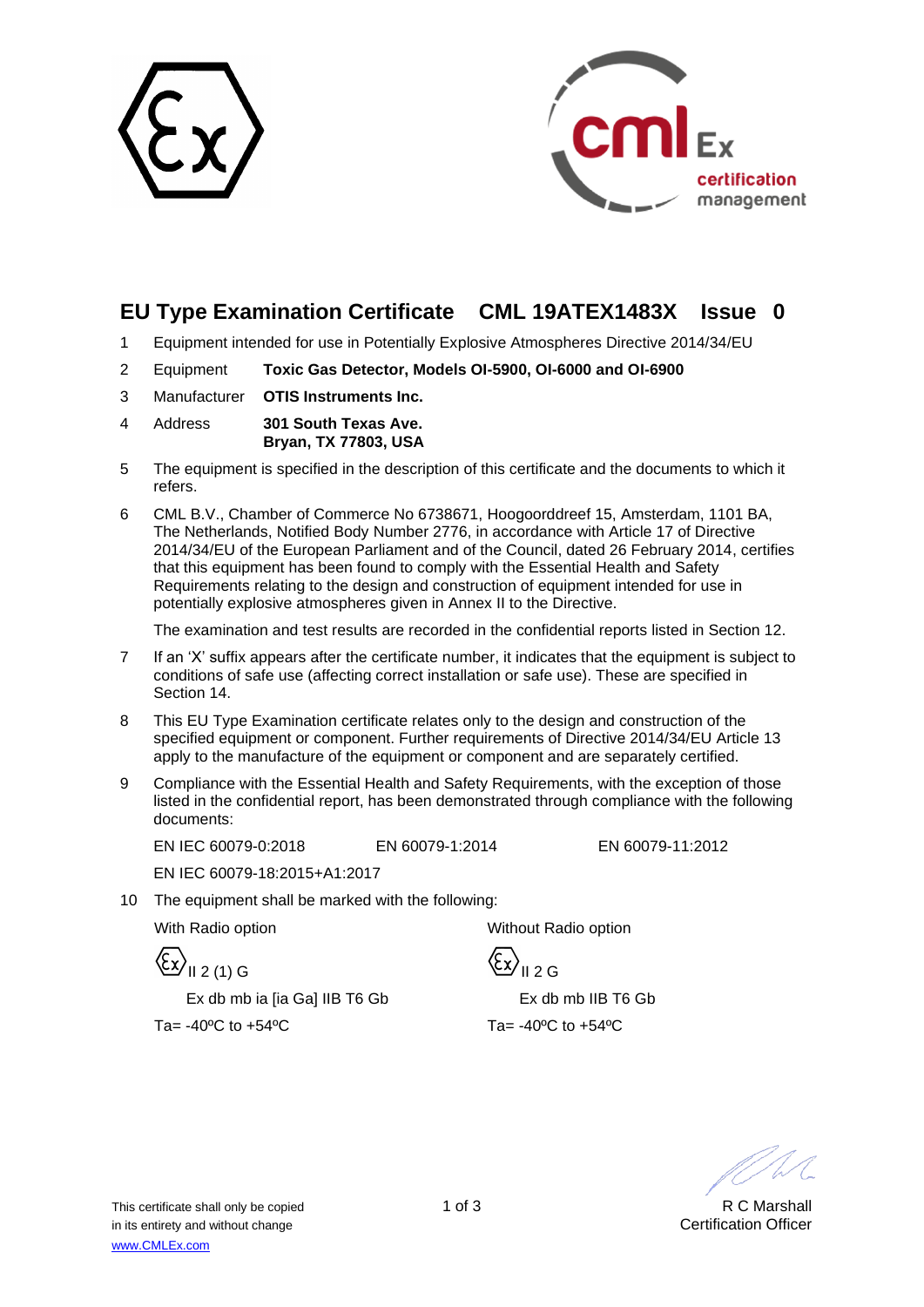# EU Type Examination Certificate CML 19ATEX1483X Issue 0

1. Equipment intended for use in Potentially Explosive Atmospheres Directive 2014/34/EU

2. Equipment **Toxic Gas Detector, Models OI-5900, OI-6000 and OI-6900**

3. Manufacturer **OTIS Instruments Inc.**

4. Address **301 South Texas Ave.**
   **Bryan, TX 77803, USA**

5. The equipment is specified in the description of this certificate and the documents to which it refers.

6. CML B.V., Chamber of Commerce No 6738671, Hoogoorddreef 15, Amsterdam, 1101 BA, The Netherlands, Notified Body Number 2776, in accordance with Article 17 of Directive 2014/34/EU of the European Parliament and of the Council, dated 26 February 2014, certifies that this equipment has been found to comply with the Essential Health and Safety Requirements relating to the design and construction of equipment intended for use in potentially explosive atmospheres given in Annex II to the Directive.

   The examination and test results are recorded in the confidential reports listed in Section 12.

7. If an 'X' suffix appears after the certificate number, it indicates that the equipment is subject to conditions of safe use (affecting correct installation or safe use). These are specified in Section 14.

8. This EU Type Examination certificate relates only to the design and construction of the specified equipment or component. Further requirements of Directive 2014/34/EU Article 13 apply to the manufacture of the equipment or component and are separately certified.

9. Compliance with the Essential Health and Safety Requirements, with the exception of those listed in the confidential report, has been demonstrated through compliance with the following documents:

   EN IEC 60079-0:2018 EN 60079-1:2014 EN 60079-11:2012

   EN IEC 60079-18:2015+A1:2017

10. The equipment shall be marked with the following:

| With Radio option | Without Radio option |
|---|---|
| Ex II 2 (1) G | Ex II 2 G |
| Ex db mb ia [ia Ga] IIB T6 Gb | Ex db mb IIB T6 Gb |
| Ta= -40ºC to +54ºC | Ta= -40ºC to +54ºC |

This certificate shall only be copied in its entirety and without change
www.CMLEx.com

R C Marshall
Certification Officer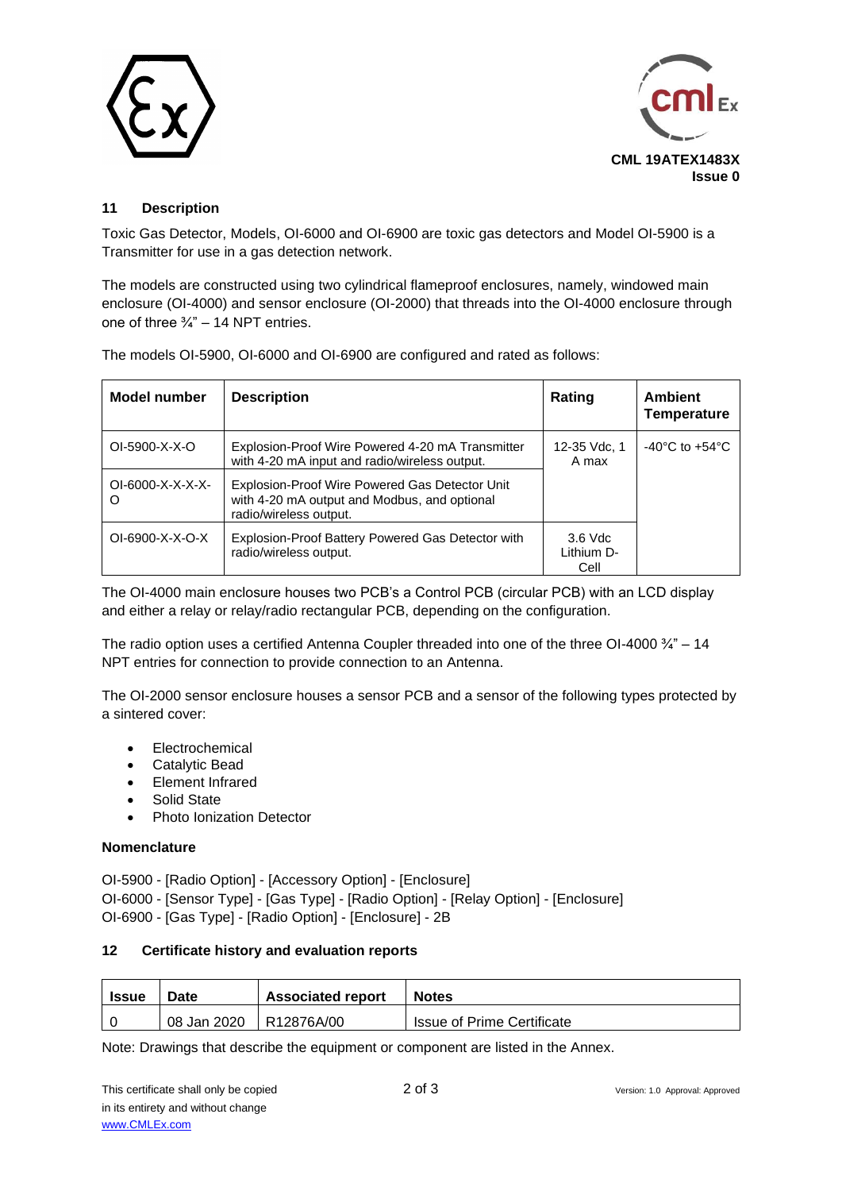CML 19ATEX1483X
Issue 0

## 11 Description

Toxic Gas Detector, Models, OI-6000 and OI-6900 are toxic gas detectors and Model OI-5900 is a Transmitter for use in a gas detection network.

The models are constructed using two cylindrical flameproof enclosures, namely, windowed main enclosure (OI-4000) and sensor enclosure (OI-2000) that threads into the OI-4000 enclosure through one of three ¾" – 14 NPT entries.

The models OI-5900, OI-6000 and OI-6900 are configured and rated as follows:

| Model number | Description | Rating | Ambient Temperature |
|---|---|---|---|
| OI-5900-X-X-O | Explosion-Proof Wire Powered 4-20 mA Transmitter with 4-20 mA input and radio/wireless output. | 12-35 Vdc, 1 A max | -40°C to +54°C |
| OI-6000-X-X-X-X-O | Explosion-Proof Wire Powered Gas Detector Unit with 4-20 mA output and Modbus, and optional radio/wireless output. | | |
| OI-6900-X-X-O-X | Explosion-Proof Battery Powered Gas Detector with radio/wireless output. | 3.6 Vdc Lithium D-Cell | |

The OI-4000 main enclosure houses two PCB's a Control PCB (circular PCB) with an LCD display and either a relay or relay/radio rectangular PCB, depending on the configuration.

The radio option uses a certified Antenna Coupler threaded into one of the three OI-4000 ¾" – 14 NPT entries for connection to provide connection to an Antenna.

The OI-2000 sensor enclosure houses a sensor PCB and a sensor of the following types protected by a sintered cover:

- Electrochemical
- Catalytic Bead
- Element Infrared
- Solid State
- Photo Ionization Detector

**Nomenclature**

OI-5900 - [Radio Option] - [Accessory Option] - [Enclosure]
OI-6000 - [Sensor Type] - [Gas Type] - [Radio Option] - [Relay Option] - [Enclosure]
OI-6900 - [Gas Type] - [Radio Option] - [Enclosure] - 2B

## 12 Certificate history and evaluation reports

| Issue | Date | Associated report | Notes |
|---|---|---|---|
| 0 | 08 Jan 2020 | R12876A/00 | Issue of Prime Certificate |

Note: Drawings that describe the equipment or component are listed in the Annex.

This certificate shall only be copied in its entirety and without change
www.CMLEx.com

Version: 1.0 Approval: Approved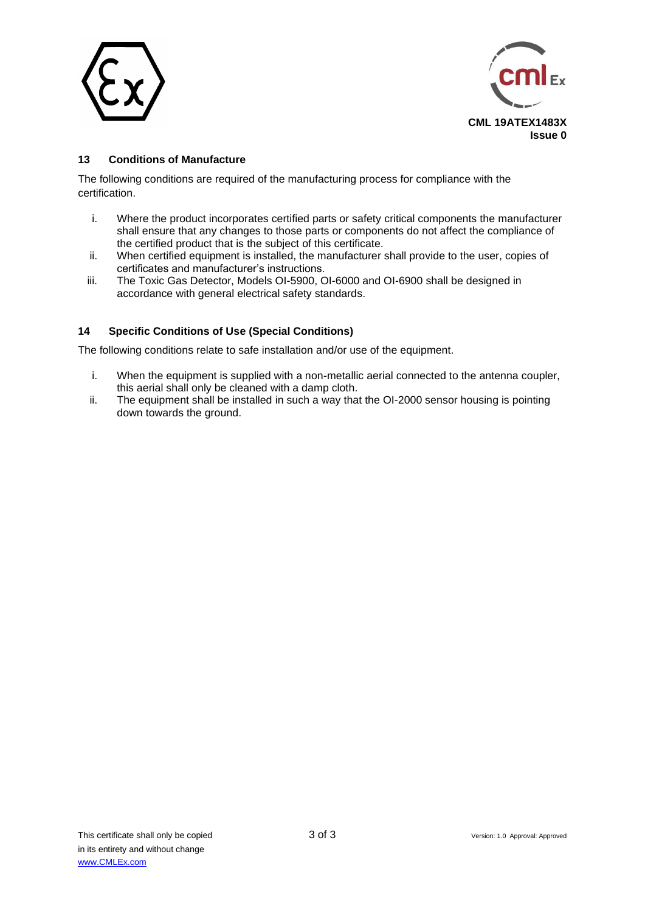## 13 Conditions of Manufacture

The following conditions are required of the manufacturing process for compliance with the certification.

i. Where the product incorporates certified parts or safety critical components the manufacturer shall ensure that any changes to those parts or components do not affect the compliance of the certified product that is the subject of this certificate.
ii. When certified equipment is installed, the manufacturer shall provide to the user, copies of certificates and manufacturer's instructions.
iii. The Toxic Gas Detector, Models OI-5900, OI-6000 and OI-6900 shall be designed in accordance with general electrical safety standards.

## 14 Specific Conditions of Use (Special Conditions)

The following conditions relate to safe installation and/or use of the equipment.

i. When the equipment is supplied with a non-metallic aerial connected to the antenna coupler, this aerial shall only be cleaned with a damp cloth.
ii. The equipment shall be installed in such a way that the OI-2000 sensor housing is pointing down towards the ground.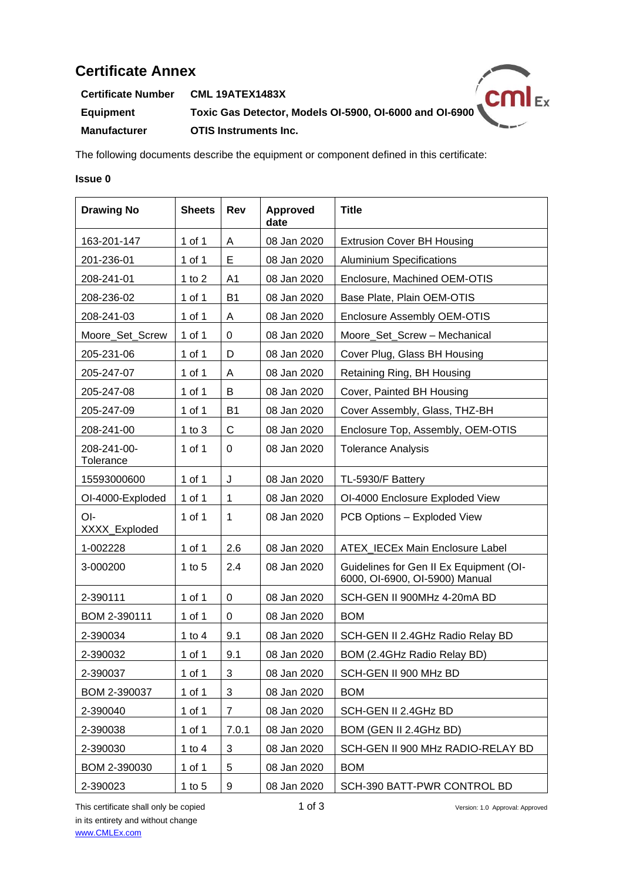# Certificate Annex

**Certificate Number** **CML 19ATEX1483X**

**Equipment** **Toxic Gas Detector, Models OI-5900, OI-6000 and OI-6900**

**Manufacturer** **OTIS Instruments Inc.**

The following documents describe the equipment or component defined in this certificate:

**Issue 0**

| **Drawing No** | **Sheets** | **Rev** | **Approved date** | **Title** |
|---|---|---|---|---|
| 163-201-147 | 1 of 1 | A | 08 Jan 2020 | Extrusion Cover BH Housing |
| 201-236-01 | 1 of 1 | E | 08 Jan 2020 | Aluminium Specifications |
| 208-241-01 | 1 to 2 | A1 | 08 Jan 2020 | Enclosure, Machined OEM-OTIS |
| 208-236-02 | 1 of 1 | B1 | 08 Jan 2020 | Base Plate, Plain OEM-OTIS |
| 208-241-03 | 1 of 1 | A | 08 Jan 2020 | Enclosure Assembly OEM-OTIS |
| Moore_Set_Screw | 1 of 1 | 0 | 08 Jan 2020 | Moore_Set_Screw – Mechanical |
| 205-231-06 | 1 of 1 | D | 08 Jan 2020 | Cover Plug, Glass BH Housing |
| 205-247-07 | 1 of 1 | A | 08 Jan 2020 | Retaining Ring, BH Housing |
| 205-247-08 | 1 of 1 | B | 08 Jan 2020 | Cover, Painted BH Housing |
| 205-247-09 | 1 of 1 | B1 | 08 Jan 2020 | Cover Assembly, Glass, THZ-BH |
| 208-241-00 | 1 to 3 | C | 08 Jan 2020 | Enclosure Top, Assembly, OEM-OTIS |
| 208-241-00-Tolerance | 1 of 1 | 0 | 08 Jan 2020 | Tolerance Analysis |
| 15593000600 | 1 of 1 | J | 08 Jan 2020 | TL-5930/F Battery |
| OI-4000-Exploded | 1 of 1 | 1 | 08 Jan 2020 | OI-4000 Enclosure Exploded View |
| OI-XXXX_Exploded | 1 of 1 | 1 | 08 Jan 2020 | PCB Options – Exploded View |
| 1-002228 | 1 of 1 | 2.6 | 08 Jan 2020 | ATEX_IECEx Main Enclosure Label |
| 3-000200 | 1 to 5 | 2.4 | 08 Jan 2020 | Guidelines for Gen II Ex Equipment (OI-6000, OI-6900, OI-5900) Manual |
| 2-390111 | 1 of 1 | 0 | 08 Jan 2020 | SCH-GEN II 900MHz 4-20mA BD |
| BOM 2-390111 | 1 of 1 | 0 | 08 Jan 2020 | BOM |
| 2-390034 | 1 to 4 | 9.1 | 08 Jan 2020 | SCH-GEN II 2.4GHz Radio Relay BD |
| 2-390032 | 1 of 1 | 9.1 | 08 Jan 2020 | BOM (2.4GHz Radio Relay BD) |
| 2-390037 | 1 of 1 | 3 | 08 Jan 2020 | SCH-GEN II 900 MHz BD |
| BOM 2-390037 | 1 of 1 | 3 | 08 Jan 2020 | BOM |
| 2-390040 | 1 of 1 | 7 | 08 Jan 2020 | SCH-GEN II 2.4GHz BD |
| 2-390038 | 1 of 1 | 7.0.1 | 08 Jan 2020 | BOM (GEN II 2.4GHz BD) |
| 2-390030 | 1 to 4 | 3 | 08 Jan 2020 | SCH-GEN II 900 MHz RADIO-RELAY BD |
| BOM 2-390030 | 1 of 1 | 5 | 08 Jan 2020 | BOM |
| 2-390023 | 1 to 5 | 9 | 08 Jan 2020 | SCH-390 BATT-PWR CONTROL BD |

This certificate shall only be copied in its entirety and without change
www.CMLEx.com

Version: 1.0 Approval: Approved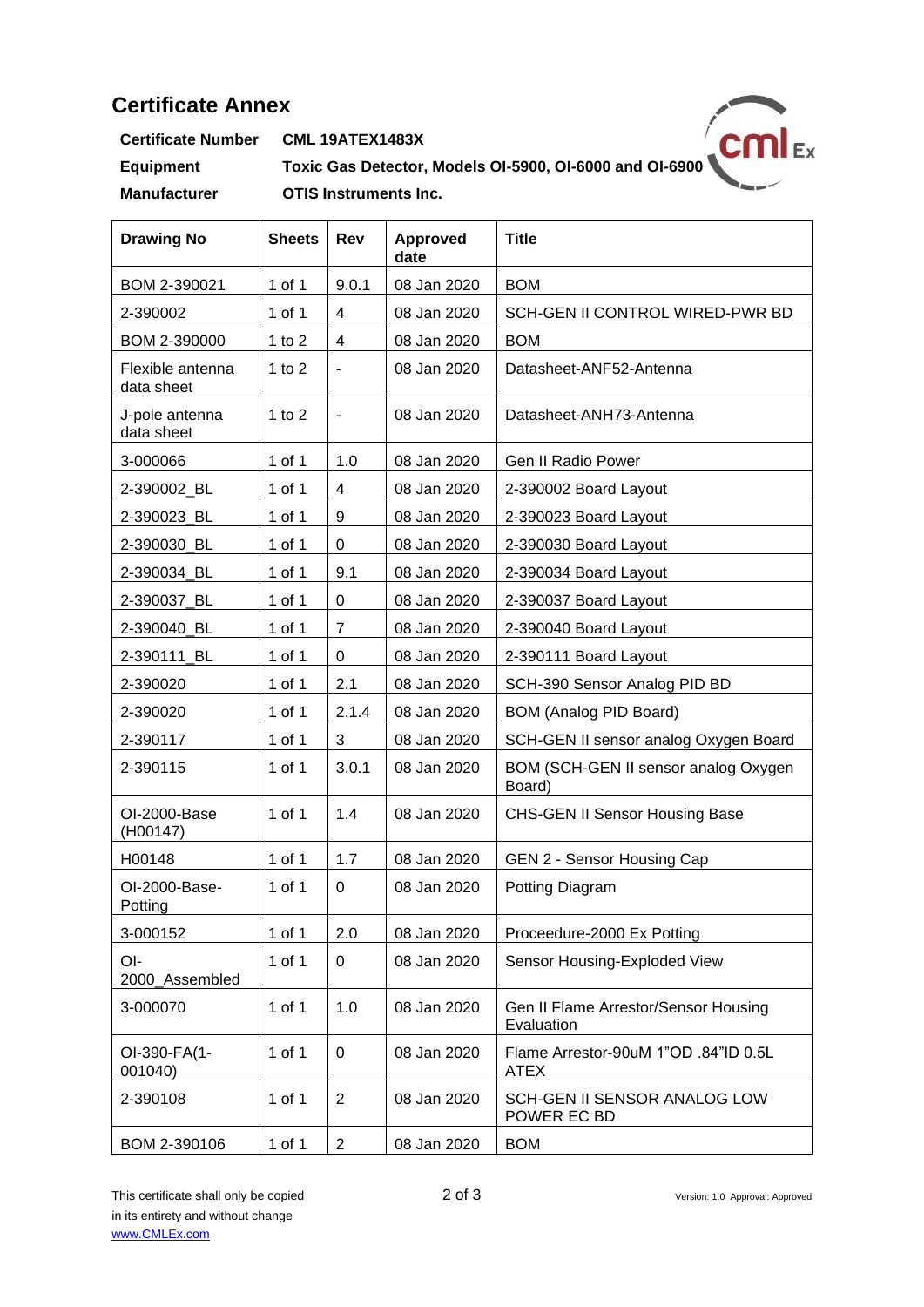# Certificate Annex

**Certificate Number** CML 19ATEX1483X

**Equipment** Toxic Gas Detector, Models OI-5900, OI-6000 and OI-6900

**Manufacturer** OTIS Instruments Inc.

| Drawing No | Sheets | Rev | Approved date | Title |
|---|---|---|---|---|
| BOM 2-390021 | 1 of 1 | 9.0.1 | 08 Jan 2020 | BOM |
| 2-390002 | 1 of 1 | 4 | 08 Jan 2020 | SCH-GEN II CONTROL WIRED-PWR BD |
| BOM 2-390000 | 1 to 2 | 4 | 08 Jan 2020 | BOM |
| Flexible antenna data sheet | 1 to 2 | - | 08 Jan 2020 | Datasheet-ANF52-Antenna |
| J-pole antenna data sheet | 1 to 2 | - | 08 Jan 2020 | Datasheet-ANH73-Antenna |
| 3-000066 | 1 of 1 | 1.0 | 08 Jan 2020 | Gen II Radio Power |
| 2-390002_BL | 1 of 1 | 4 | 08 Jan 2020 | 2-390002 Board Layout |
| 2-390023_BL | 1 of 1 | 9 | 08 Jan 2020 | 2-390023 Board Layout |
| 2-390030_BL | 1 of 1 | 0 | 08 Jan 2020 | 2-390030 Board Layout |
| 2-390034_BL | 1 of 1 | 9.1 | 08 Jan 2020 | 2-390034 Board Layout |
| 2-390037_BL | 1 of 1 | 0 | 08 Jan 2020 | 2-390037 Board Layout |
| 2-390040_BL | 1 of 1 | 7 | 08 Jan 2020 | 2-390040 Board Layout |
| 2-390111_BL | 1 of 1 | 0 | 08 Jan 2020 | 2-390111 Board Layout |
| 2-390020 | 1 of 1 | 2.1 | 08 Jan 2020 | SCH-390 Sensor Analog PID BD |
| 2-390020 | 1 of 1 | 2.1.4 | 08 Jan 2020 | BOM (Analog PID Board) |
| 2-390117 | 1 of 1 | 3 | 08 Jan 2020 | SCH-GEN II sensor analog Oxygen Board |
| 2-390115 | 1 of 1 | 3.0.1 | 08 Jan 2020 | BOM (SCH-GEN II sensor analog Oxygen Board) |
| OI-2000-Base (H00147) | 1 of 1 | 1.4 | 08 Jan 2020 | CHS-GEN II Sensor Housing Base |
| H00148 | 1 of 1 | 1.7 | 08 Jan 2020 | GEN 2 - Sensor Housing Cap |
| OI-2000-Base-Potting | 1 of 1 | 0 | 08 Jan 2020 | Potting Diagram |
| 3-000152 | 1 of 1 | 2.0 | 08 Jan 2020 | Proceedure-2000 Ex Potting |
| OI-2000_Assembled | 1 of 1 | 0 | 08 Jan 2020 | Sensor Housing-Exploded View |
| 3-000070 | 1 of 1 | 1.0 | 08 Jan 2020 | Gen II Flame Arrestor/Sensor Housing Evaluation |
| OI-390-FA(1-001040) | 1 of 1 | 0 | 08 Jan 2020 | Flame Arrestor-90uM 1"OD .84"ID 0.5L ATEX |
| 2-390108 | 1 of 1 | 2 | 08 Jan 2020 | SCH-GEN II SENSOR ANALOG LOW POWER EC BD |
| BOM 2-390106 | 1 of 1 | 2 | 08 Jan 2020 | BOM |

This certificate shall only be copied in its entirety and without change
www.CMLEx.com

Version: 1.0 Approval: Approved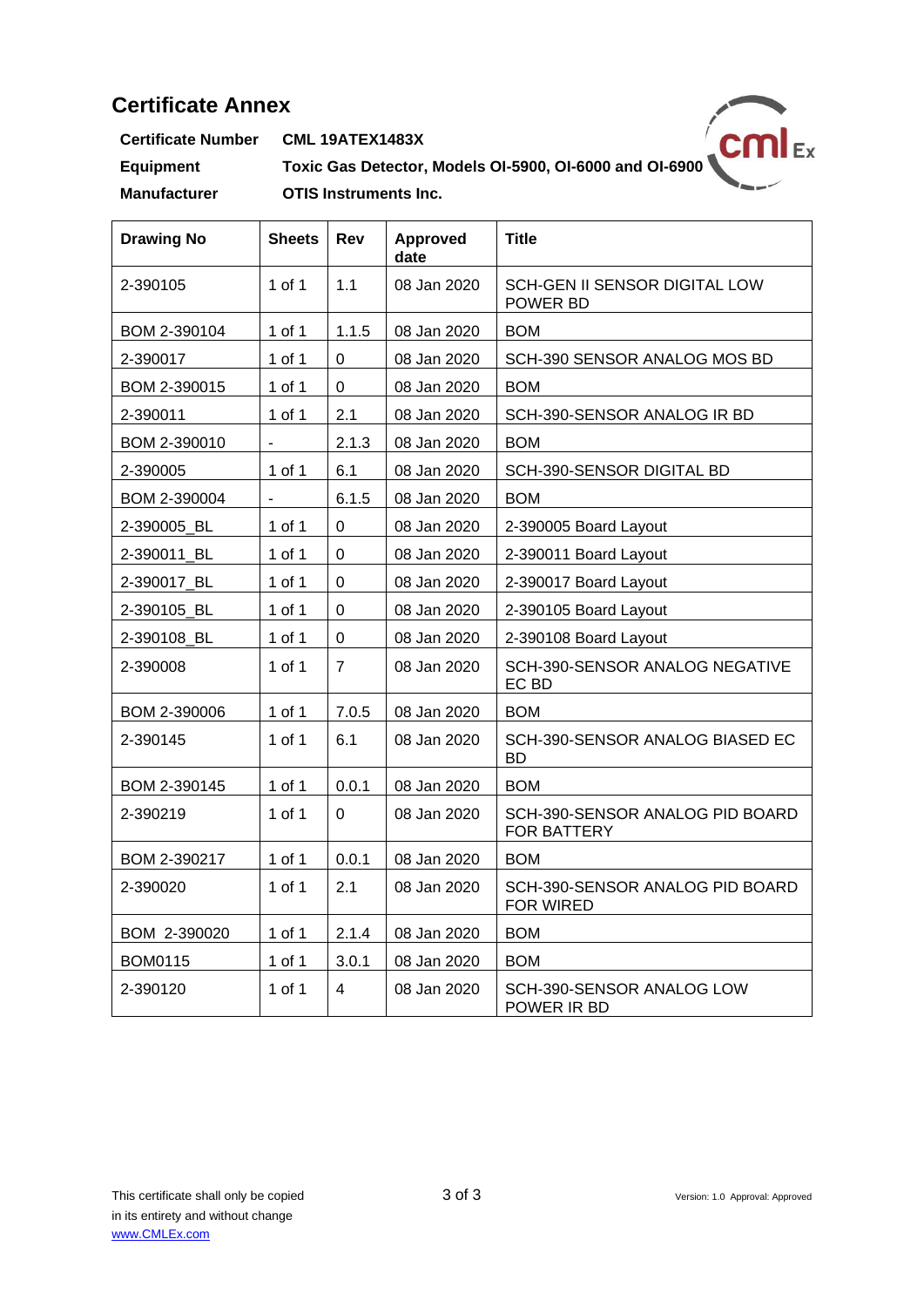## Certificate Annex

| | |
|---|---|
| **Certificate Number** | **CML 19ATEX1483X** |
| **Equipment** | **Toxic Gas Detector, Models OI-5900, OI-6000 and OI-6900** |
| **Manufacturer** | **OTIS Instruments Inc.** |

| Drawing No | Sheets | Rev | Approved date | Title |
|---|---|---|---|---|
| 2-390105 | 1 of 1 | 1.1 | 08 Jan 2020 | SCH-GEN II SENSOR DIGITAL LOW POWER BD |
| BOM 2-390104 | 1 of 1 | 1.1.5 | 08 Jan 2020 | BOM |
| 2-390017 | 1 of 1 | 0 | 08 Jan 2020 | SCH-390 SENSOR ANALOG MOS BD |
| BOM 2-390015 | 1 of 1 | 0 | 08 Jan 2020 | BOM |
| 2-390011 | 1 of 1 | 2.1 | 08 Jan 2020 | SCH-390-SENSOR ANALOG IR BD |
| BOM 2-390010 | - | 2.1.3 | 08 Jan 2020 | BOM |
| 2-390005 | 1 of 1 | 6.1 | 08 Jan 2020 | SCH-390-SENSOR DIGITAL BD |
| BOM 2-390004 | - | 6.1.5 | 08 Jan 2020 | BOM |
| 2-390005_BL | 1 of 1 | 0 | 08 Jan 2020 | 2-390005 Board Layout |
| 2-390011_BL | 1 of 1 | 0 | 08 Jan 2020 | 2-390011 Board Layout |
| 2-390017_BL | 1 of 1 | 0 | 08 Jan 2020 | 2-390017 Board Layout |
| 2-390105_BL | 1 of 1 | 0 | 08 Jan 2020 | 2-390105 Board Layout |
| 2-390108_BL | 1 of 1 | 0 | 08 Jan 2020 | 2-390108 Board Layout |
| 2-390008 | 1 of 1 | 7 | 08 Jan 2020 | SCH-390-SENSOR ANALOG NEGATIVE EC BD |
| BOM 2-390006 | 1 of 1 | 7.0.5 | 08 Jan 2020 | BOM |
| 2-390145 | 1 of 1 | 6.1 | 08 Jan 2020 | SCH-390-SENSOR ANALOG BIASED EC BD |
| BOM 2-390145 | 1 of 1 | 0.0.1 | 08 Jan 2020 | BOM |
| 2-390219 | 1 of 1 | 0 | 08 Jan 2020 | SCH-390-SENSOR ANALOG PID BOARD FOR BATTERY |
| BOM 2-390217 | 1 of 1 | 0.0.1 | 08 Jan 2020 | BOM |
| 2-390020 | 1 of 1 | 2.1 | 08 Jan 2020 | SCH-390-SENSOR ANALOG PID BOARD FOR WIRED |
| BOM 2-390020 | 1 of 1 | 2.1.4 | 08 Jan 2020 | BOM |
| BOM0115 | 1 of 1 | 3.0.1 | 08 Jan 2020 | BOM |
| 2-390120 | 1 of 1 | 4 | 08 Jan 2020 | SCH-390-SENSOR ANALOG LOW POWER IR BD |